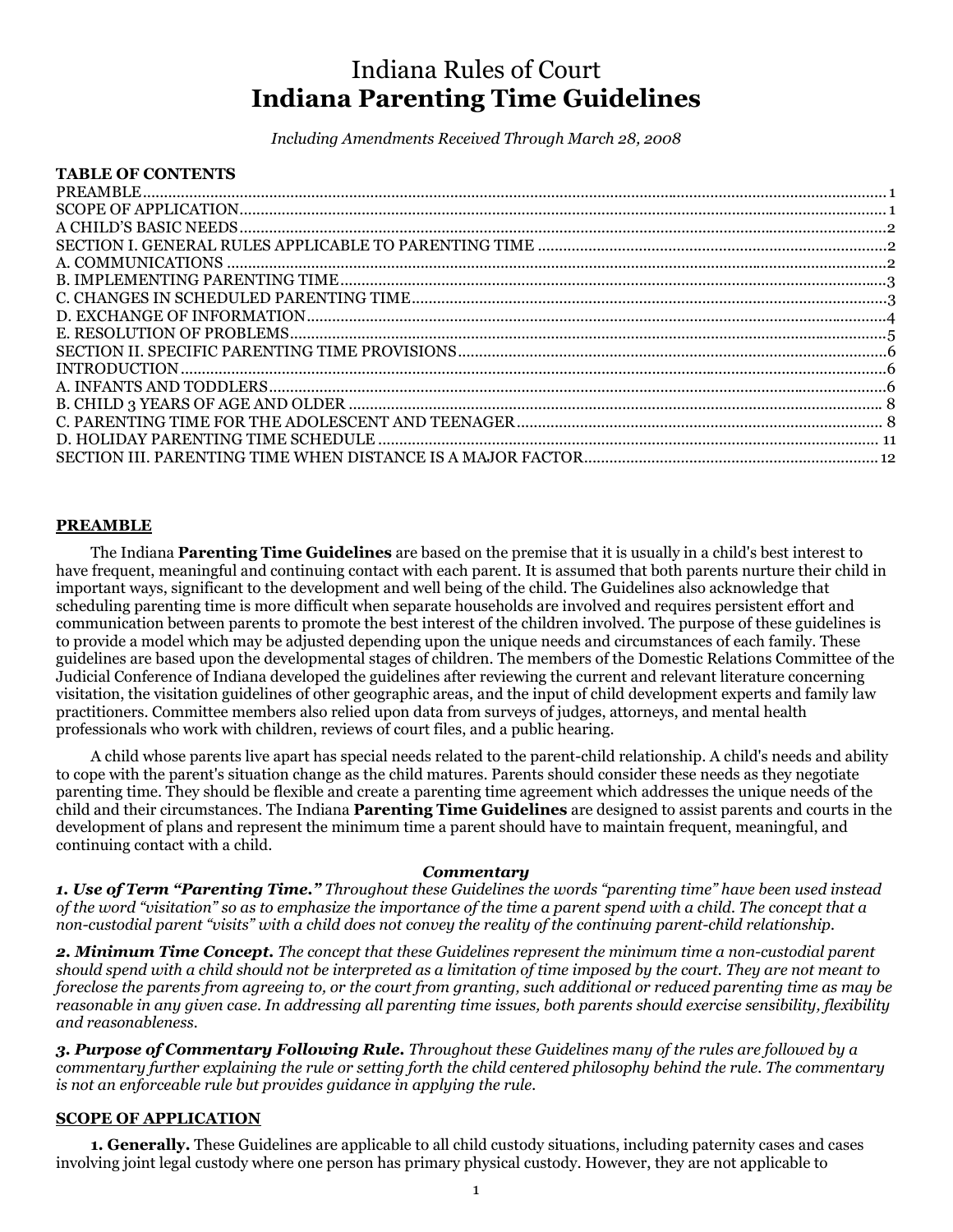# Indiana Rules of Court
# **Indiana Parenting Time Guidelines**

*Including Amendments Received Through March 28, 2008*

**TABLE OF CONTENTS**

PREAMBLE ............ 1
SCOPE OF APPLICATION ............ 1
A CHILD'S BASIC NEEDS ............ 2
SECTION I. GENERAL RULES APPLICABLE TO PARENTING TIME ............ 2
A. COMMUNICATIONS ............ 2
B. IMPLEMENTING PARENTING TIME ............ 3
C. CHANGES IN SCHEDULED PARENTING TIME ............ 3
D. EXCHANGE OF INFORMATION ............ 4
E. RESOLUTION OF PROBLEMS ............ 5
SECTION II. SPECIFIC PARENTING TIME PROVISIONS ............ 6
INTRODUCTION ............ 6
A. INFANTS AND TODDLERS ............ 6
B. CHILD 3 YEARS OF AGE AND OLDER ............ 8
C. PARENTING TIME FOR THE ADOLESCENT AND TEENAGER ............ 8
D. HOLIDAY PARENTING TIME SCHEDULE ............ 11
SECTION III. PARENTING TIME WHEN DISTANCE IS A MAJOR FACTOR ............ 12

## PREAMBLE

The Indiana **Parenting Time Guidelines** are based on the premise that it is usually in a child's best interest to have frequent, meaningful and continuing contact with each parent. It is assumed that both parents nurture their child in important ways, significant to the development and well being of the child. The Guidelines also acknowledge that scheduling parenting time is more difficult when separate households are involved and requires persistent effort and communication between parents to promote the best interest of the children involved. The purpose of these guidelines is to provide a model which may be adjusted depending upon the unique needs and circumstances of each family. These guidelines are based upon the developmental stages of children. The members of the Domestic Relations Committee of the Judicial Conference of Indiana developed the guidelines after reviewing the current and relevant literature concerning visitation, the visitation guidelines of other geographic areas, and the input of child development experts and family law practitioners. Committee members also relied upon data from surveys of judges, attorneys, and mental health professionals who work with children, reviews of court files, and a public hearing.

A child whose parents live apart has special needs related to the parent-child relationship. A child's needs and ability to cope with the parent's situation change as the child matures. Parents should consider these needs as they negotiate parenting time. They should be flexible and create a parenting time agreement which addresses the unique needs of the child and their circumstances. The Indiana **Parenting Time Guidelines** are designed to assist parents and courts in the development of plans and represent the minimum time a parent should have to maintain frequent, meaningful, and continuing contact with a child.

***Commentary***

***1. Use of Term "Parenting Time."*** *Throughout these Guidelines the words "parenting time" have been used instead of the word "visitation" so as to emphasize the importance of the time a parent spend with a child. The concept that a non-custodial parent "visits" with a child does not convey the reality of the continuing parent-child relationship.*

***2. Minimum Time Concept.*** *The concept that these Guidelines represent the minimum time a non-custodial parent should spend with a child should not be interpreted as a limitation of time imposed by the court. They are not meant to foreclose the parents from agreeing to, or the court from granting, such additional or reduced parenting time as may be reasonable in any given case. In addressing all parenting time issues, both parents should exercise sensibility, flexibility and reasonableness.*

***3. Purpose of Commentary Following Rule.*** *Throughout these Guidelines many of the rules are followed by a commentary further explaining the rule or setting forth the child centered philosophy behind the rule. The commentary is not an enforceable rule but provides guidance in applying the rule.*

## SCOPE OF APPLICATION

**1. Generally.** These Guidelines are applicable to all child custody situations, including paternity cases and cases involving joint legal custody where one person has primary physical custody. However, they are not applicable to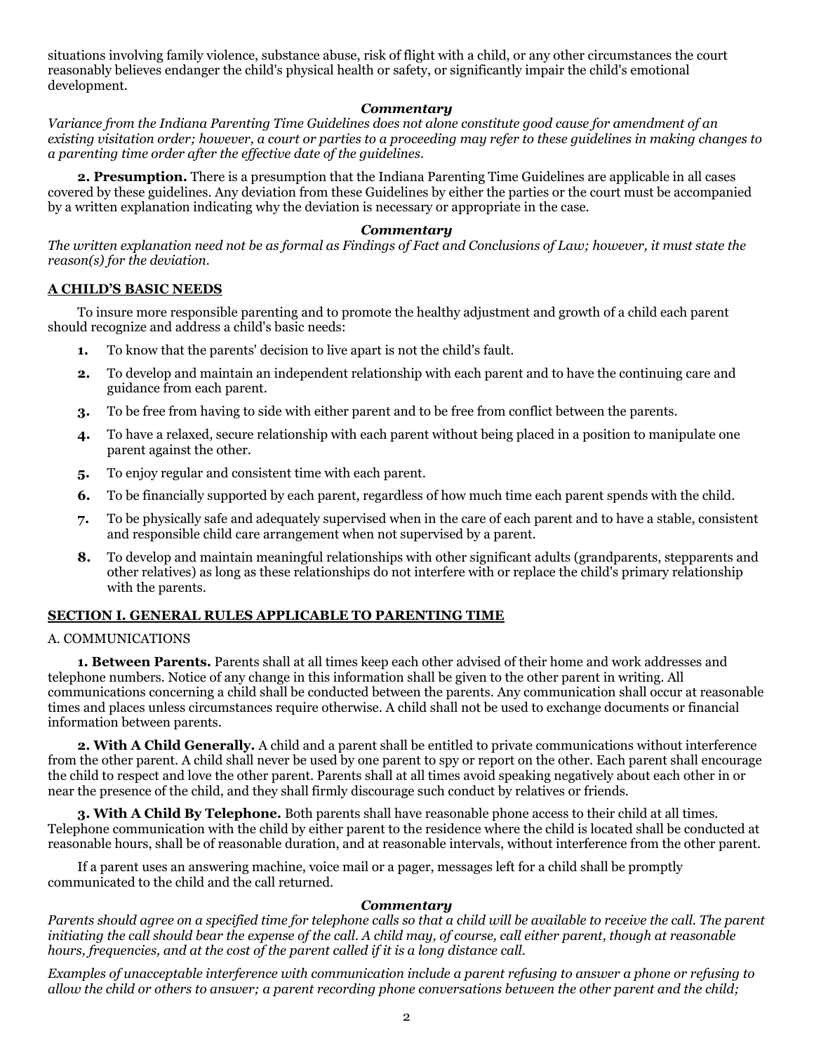situations involving family violence, substance abuse, risk of flight with a child, or any other circumstances the court reasonably believes endanger the child's physical health or safety, or significantly impair the child's emotional development.

***Commentary***

*Variance from the Indiana Parenting Time Guidelines does not alone constitute good cause for amendment of an existing visitation order; however, a court or parties to a proceeding may refer to these guidelines in making changes to a parenting time order after the effective date of the guidelines.*

**2. Presumption.** There is a presumption that the Indiana Parenting Time Guidelines are applicable in all cases covered by these guidelines. Any deviation from these Guidelines by either the parties or the court must be accompanied by a written explanation indicating why the deviation is necessary or appropriate in the case.

***Commentary***

*The written explanation need not be as formal as Findings of Fact and Conclusions of Law; however, it must state the reason(s) for the deviation.*

## A CHILD'S BASIC NEEDS

To insure more responsible parenting and to promote the healthy adjustment and growth of a child each parent should recognize and address a child's basic needs:

1. To know that the parents' decision to live apart is not the child's fault.
2. To develop and maintain an independent relationship with each parent and to have the continuing care and guidance from each parent.
3. To be free from having to side with either parent and to be free from conflict between the parents.
4. To have a relaxed, secure relationship with each parent without being placed in a position to manipulate one parent against the other.
5. To enjoy regular and consistent time with each parent.
6. To be financially supported by each parent, regardless of how much time each parent spends with the child.
7. To be physically safe and adequately supervised when in the care of each parent and to have a stable, consistent and responsible child care arrangement when not supervised by a parent.
8. To develop and maintain meaningful relationships with other significant adults (grandparents, stepparents and other relatives) as long as these relationships do not interfere with or replace the child's primary relationship with the parents.

## SECTION I. GENERAL RULES APPLICABLE TO PARENTING TIME

### A. COMMUNICATIONS

**1. Between Parents.** Parents shall at all times keep each other advised of their home and work addresses and telephone numbers. Notice of any change in this information shall be given to the other parent in writing. All communications concerning a child shall be conducted between the parents. Any communication shall occur at reasonable times and places unless circumstances require otherwise. A child shall not be used to exchange documents or financial information between parents.

**2. With A Child Generally.** A child and a parent shall be entitled to private communications without interference from the other parent. A child shall never be used by one parent to spy or report on the other. Each parent shall encourage the child to respect and love the other parent. Parents shall at all times avoid speaking negatively about each other in or near the presence of the child, and they shall firmly discourage such conduct by relatives or friends.

**3. With A Child By Telephone.** Both parents shall have reasonable phone access to their child at all times. Telephone communication with the child by either parent to the residence where the child is located shall be conducted at reasonable hours, shall be of reasonable duration, and at reasonable intervals, without interference from the other parent.

If a parent uses an answering machine, voice mail or a pager, messages left for a child shall be promptly communicated to the child and the call returned.

***Commentary***

*Parents should agree on a specified time for telephone calls so that a child will be available to receive the call. The parent initiating the call should bear the expense of the call. A child may, of course, call either parent, though at reasonable hours, frequencies, and at the cost of the parent called if it is a long distance call.*

*Examples of unacceptable interference with communication include a parent refusing to answer a phone or refusing to allow the child or others to answer; a parent recording phone conversations between the other parent and the child;*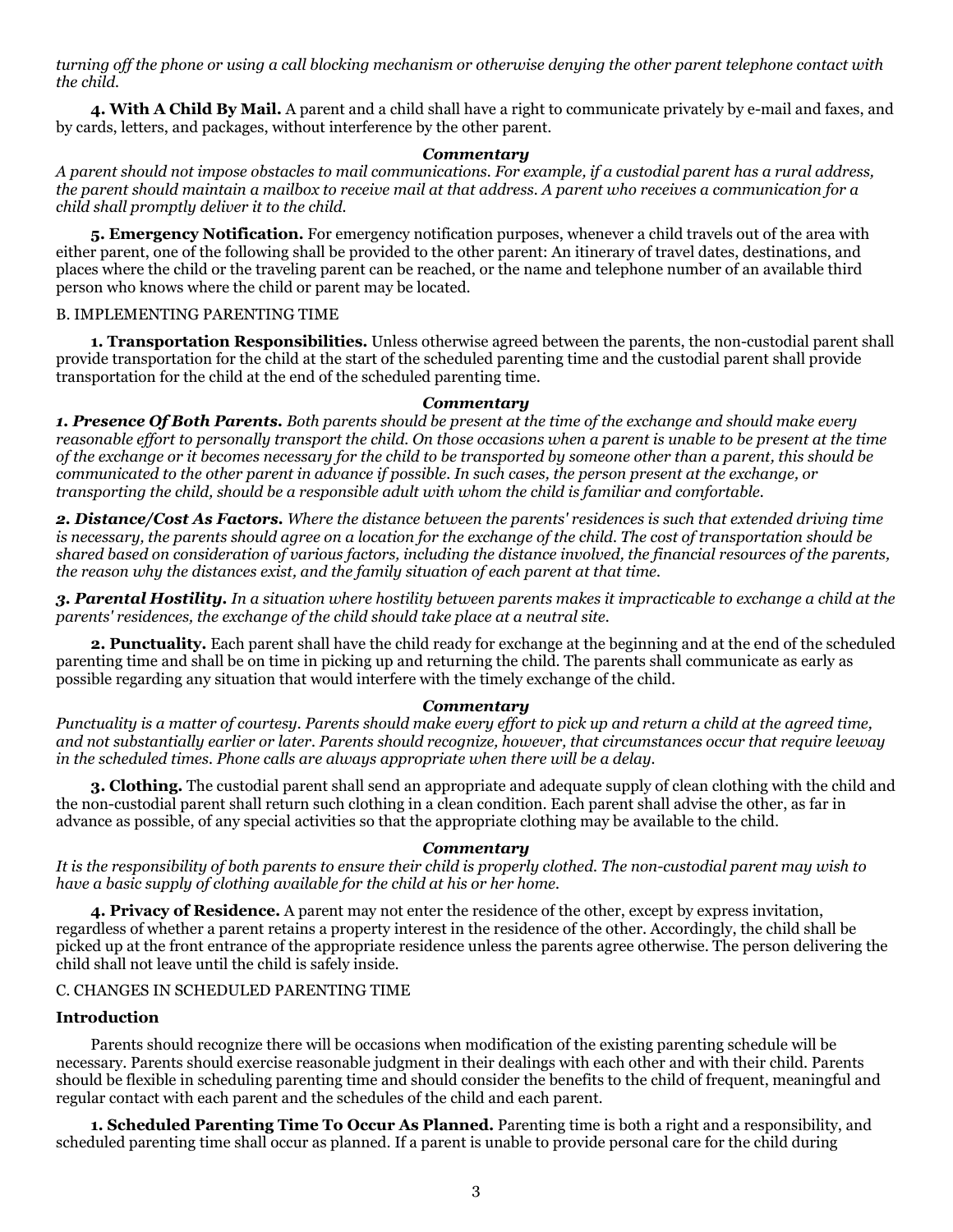*turning off the phone or using a call blocking mechanism or otherwise denying the other parent telephone contact with the child.*

**4. With A Child By Mail.** A parent and a child shall have a right to communicate privately by e-mail and faxes, and by cards, letters, and packages, without interference by the other parent.

***Commentary***

*A parent should not impose obstacles to mail communications. For example, if a custodial parent has a rural address, the parent should maintain a mailbox to receive mail at that address. A parent who receives a communication for a child shall promptly deliver it to the child.*

**5. Emergency Notification.** For emergency notification purposes, whenever a child travels out of the area with either parent, one of the following shall be provided to the other parent: An itinerary of travel dates, destinations, and places where the child or the traveling parent can be reached, or the name and telephone number of an available third person who knows where the child or parent may be located.

B. IMPLEMENTING PARENTING TIME

**1. Transportation Responsibilities.** Unless otherwise agreed between the parents, the non-custodial parent shall provide transportation for the child at the start of the scheduled parenting time and the custodial parent shall provide transportation for the child at the end of the scheduled parenting time.

***Commentary***

***1. Presence Of Both Parents.*** *Both parents should be present at the time of the exchange and should make every reasonable effort to personally transport the child. On those occasions when a parent is unable to be present at the time of the exchange or it becomes necessary for the child to be transported by someone other than a parent, this should be communicated to the other parent in advance if possible. In such cases, the person present at the exchange, or transporting the child, should be a responsible adult with whom the child is familiar and comfortable.*

***2. Distance/Cost As Factors.*** *Where the distance between the parents' residences is such that extended driving time is necessary, the parents should agree on a location for the exchange of the child. The cost of transportation should be shared based on consideration of various factors, including the distance involved, the financial resources of the parents, the reason why the distances exist, and the family situation of each parent at that time.*

***3. Parental Hostility.*** *In a situation where hostility between parents makes it impracticable to exchange a child at the parents' residences, the exchange of the child should take place at a neutral site.*

**2. Punctuality.** Each parent shall have the child ready for exchange at the beginning and at the end of the scheduled parenting time and shall be on time in picking up and returning the child. The parents shall communicate as early as possible regarding any situation that would interfere with the timely exchange of the child.

***Commentary***

*Punctuality is a matter of courtesy. Parents should make every effort to pick up and return a child at the agreed time, and not substantially earlier or later. Parents should recognize, however, that circumstances occur that require leeway in the scheduled times. Phone calls are always appropriate when there will be a delay.*

**3. Clothing.** The custodial parent shall send an appropriate and adequate supply of clean clothing with the child and the non-custodial parent shall return such clothing in a clean condition. Each parent shall advise the other, as far in advance as possible, of any special activities so that the appropriate clothing may be available to the child.

***Commentary***

*It is the responsibility of both parents to ensure their child is properly clothed. The non-custodial parent may wish to have a basic supply of clothing available for the child at his or her home.*

**4. Privacy of Residence.** A parent may not enter the residence of the other, except by express invitation, regardless of whether a parent retains a property interest in the residence of the other. Accordingly, the child shall be picked up at the front entrance of the appropriate residence unless the parents agree otherwise. The person delivering the child shall not leave until the child is safely inside.

C. CHANGES IN SCHEDULED PARENTING TIME

**Introduction**

Parents should recognize there will be occasions when modification of the existing parenting schedule will be necessary. Parents should exercise reasonable judgment in their dealings with each other and with their child. Parents should be flexible in scheduling parenting time and should consider the benefits to the child of frequent, meaningful and regular contact with each parent and the schedules of the child and each parent.

**1. Scheduled Parenting Time To Occur As Planned.** Parenting time is both a right and a responsibility, and scheduled parenting time shall occur as planned. If a parent is unable to provide personal care for the child during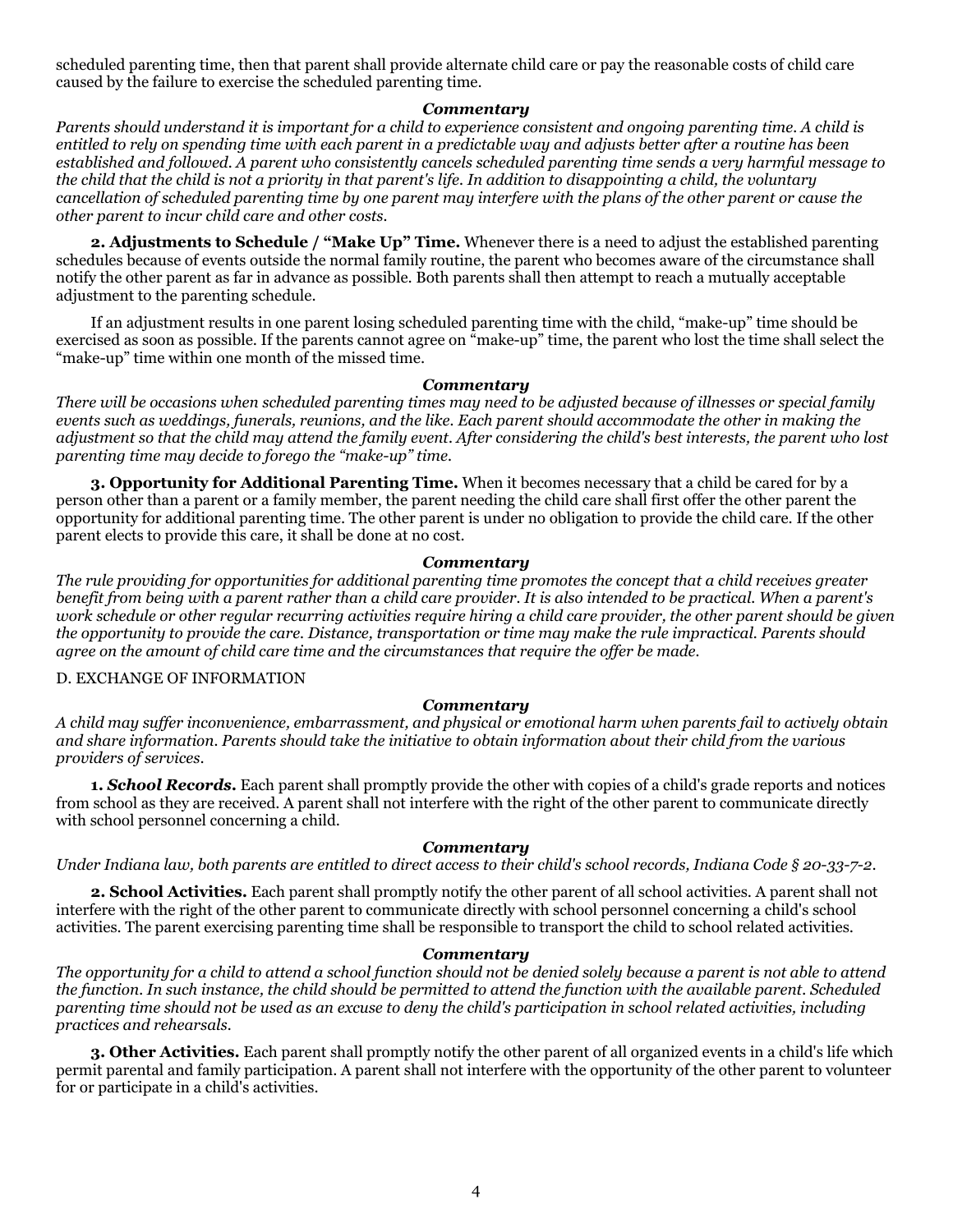scheduled parenting time, then that parent shall provide alternate child care or pay the reasonable costs of child care caused by the failure to exercise the scheduled parenting time.

***Commentary***

*Parents should understand it is important for a child to experience consistent and ongoing parenting time. A child is entitled to rely on spending time with each parent in a predictable way and adjusts better after a routine has been established and followed. A parent who consistently cancels scheduled parenting time sends a very harmful message to the child that the child is not a priority in that parent's life. In addition to disappointing a child, the voluntary cancellation of scheduled parenting time by one parent may interfere with the plans of the other parent or cause the other parent to incur child care and other costs.*

**2. Adjustments to Schedule / "Make Up" Time.** Whenever there is a need to adjust the established parenting schedules because of events outside the normal family routine, the parent who becomes aware of the circumstance shall notify the other parent as far in advance as possible. Both parents shall then attempt to reach a mutually acceptable adjustment to the parenting schedule.

If an adjustment results in one parent losing scheduled parenting time with the child, "make-up" time should be exercised as soon as possible. If the parents cannot agree on "make-up" time, the parent who lost the time shall select the "make-up" time within one month of the missed time.

***Commentary***

*There will be occasions when scheduled parenting times may need to be adjusted because of illnesses or special family events such as weddings, funerals, reunions, and the like. Each parent should accommodate the other in making the adjustment so that the child may attend the family event. After considering the child's best interests, the parent who lost parenting time may decide to forego the "make-up" time.*

**3. Opportunity for Additional Parenting Time.** When it becomes necessary that a child be cared for by a person other than a parent or a family member, the parent needing the child care shall first offer the other parent the opportunity for additional parenting time. The other parent is under no obligation to provide the child care. If the other parent elects to provide this care, it shall be done at no cost.

***Commentary***

*The rule providing for opportunities for additional parenting time promotes the concept that a child receives greater benefit from being with a parent rather than a child care provider. It is also intended to be practical. When a parent's work schedule or other regular recurring activities require hiring a child care provider, the other parent should be given the opportunity to provide the care. Distance, transportation or time may make the rule impractical. Parents should agree on the amount of child care time and the circumstances that require the offer be made.*

D. EXCHANGE OF INFORMATION

***Commentary***

*A child may suffer inconvenience, embarrassment, and physical or emotional harm when parents fail to actively obtain and share information. Parents should take the initiative to obtain information about their child from the various providers of services.*

**1. *School Records.*** Each parent shall promptly provide the other with copies of a child's grade reports and notices from school as they are received. A parent shall not interfere with the right of the other parent to communicate directly with school personnel concerning a child.

***Commentary***

*Under Indiana law, both parents are entitled to direct access to their child's school records, Indiana Code § 20-33-7-2.*

**2. School Activities.** Each parent shall promptly notify the other parent of all school activities. A parent shall not interfere with the right of the other parent to communicate directly with school personnel concerning a child's school activities. The parent exercising parenting time shall be responsible to transport the child to school related activities.

***Commentary***

*The opportunity for a child to attend a school function should not be denied solely because a parent is not able to attend the function. In such instance, the child should be permitted to attend the function with the available parent. Scheduled parenting time should not be used as an excuse to deny the child's participation in school related activities, including practices and rehearsals.*

**3. Other Activities.** Each parent shall promptly notify the other parent of all organized events in a child's life which permit parental and family participation. A parent shall not interfere with the opportunity of the other parent to volunteer for or participate in a child's activities.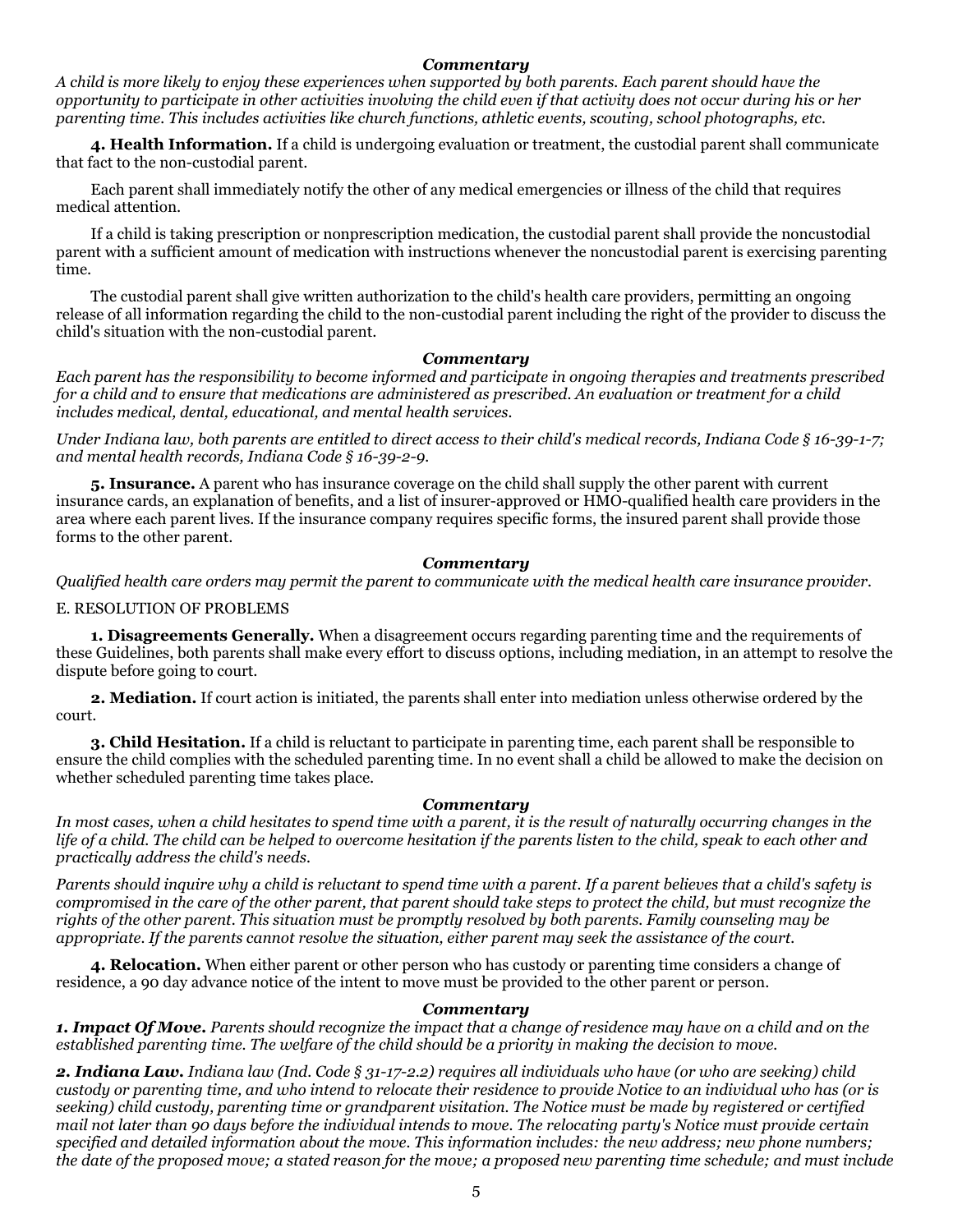***Commentary***

*A child is more likely to enjoy these experiences when supported by both parents. Each parent should have the opportunity to participate in other activities involving the child even if that activity does not occur during his or her parenting time. This includes activities like church functions, athletic events, scouting, school photographs, etc.*

**4. Health Information.** If a child is undergoing evaluation or treatment, the custodial parent shall communicate that fact to the non-custodial parent.

Each parent shall immediately notify the other of any medical emergencies or illness of the child that requires medical attention.

If a child is taking prescription or nonprescription medication, the custodial parent shall provide the noncustodial parent with a sufficient amount of medication with instructions whenever the noncustodial parent is exercising parenting time.

The custodial parent shall give written authorization to the child's health care providers, permitting an ongoing release of all information regarding the child to the non-custodial parent including the right of the provider to discuss the child's situation with the non-custodial parent.

***Commentary***

*Each parent has the responsibility to become informed and participate in ongoing therapies and treatments prescribed for a child and to ensure that medications are administered as prescribed. An evaluation or treatment for a child includes medical, dental, educational, and mental health services.*

*Under Indiana law, both parents are entitled to direct access to their child's medical records, Indiana Code § 16-39-1-7; and mental health records, Indiana Code § 16-39-2-9.*

**5. Insurance.** A parent who has insurance coverage on the child shall supply the other parent with current insurance cards, an explanation of benefits, and a list of insurer-approved or HMO-qualified health care providers in the area where each parent lives. If the insurance company requires specific forms, the insured parent shall provide those forms to the other parent.

***Commentary***

*Qualified health care orders may permit the parent to communicate with the medical health care insurance provider.*

E. RESOLUTION OF PROBLEMS

**1. Disagreements Generally.** When a disagreement occurs regarding parenting time and the requirements of these Guidelines, both parents shall make every effort to discuss options, including mediation, in an attempt to resolve the dispute before going to court.

**2. Mediation.** If court action is initiated, the parents shall enter into mediation unless otherwise ordered by the court.

**3. Child Hesitation.** If a child is reluctant to participate in parenting time, each parent shall be responsible to ensure the child complies with the scheduled parenting time. In no event shall a child be allowed to make the decision on whether scheduled parenting time takes place.

***Commentary***

*In most cases, when a child hesitates to spend time with a parent, it is the result of naturally occurring changes in the life of a child. The child can be helped to overcome hesitation if the parents listen to the child, speak to each other and practically address the child's needs.*

*Parents should inquire why a child is reluctant to spend time with a parent. If a parent believes that a child's safety is compromised in the care of the other parent, that parent should take steps to protect the child, but must recognize the rights of the other parent. This situation must be promptly resolved by both parents. Family counseling may be appropriate. If the parents cannot resolve the situation, either parent may seek the assistance of the court.*

**4. Relocation.** When either parent or other person who has custody or parenting time considers a change of residence, a 90 day advance notice of the intent to move must be provided to the other parent or person.

***Commentary***

***1. Impact Of Move.*** *Parents should recognize the impact that a change of residence may have on a child and on the established parenting time. The welfare of the child should be a priority in making the decision to move.*

***2. Indiana Law.*** *Indiana law (Ind. Code § 31-17-2.2) requires all individuals who have (or who are seeking) child custody or parenting time, and who intend to relocate their residence to provide Notice to an individual who has (or is seeking) child custody, parenting time or grandparent visitation. The Notice must be made by registered or certified mail not later than 90 days before the individual intends to move. The relocating party's Notice must provide certain specified and detailed information about the move. This information includes: the new address; new phone numbers; the date of the proposed move; a stated reason for the move; a proposed new parenting time schedule; and must include*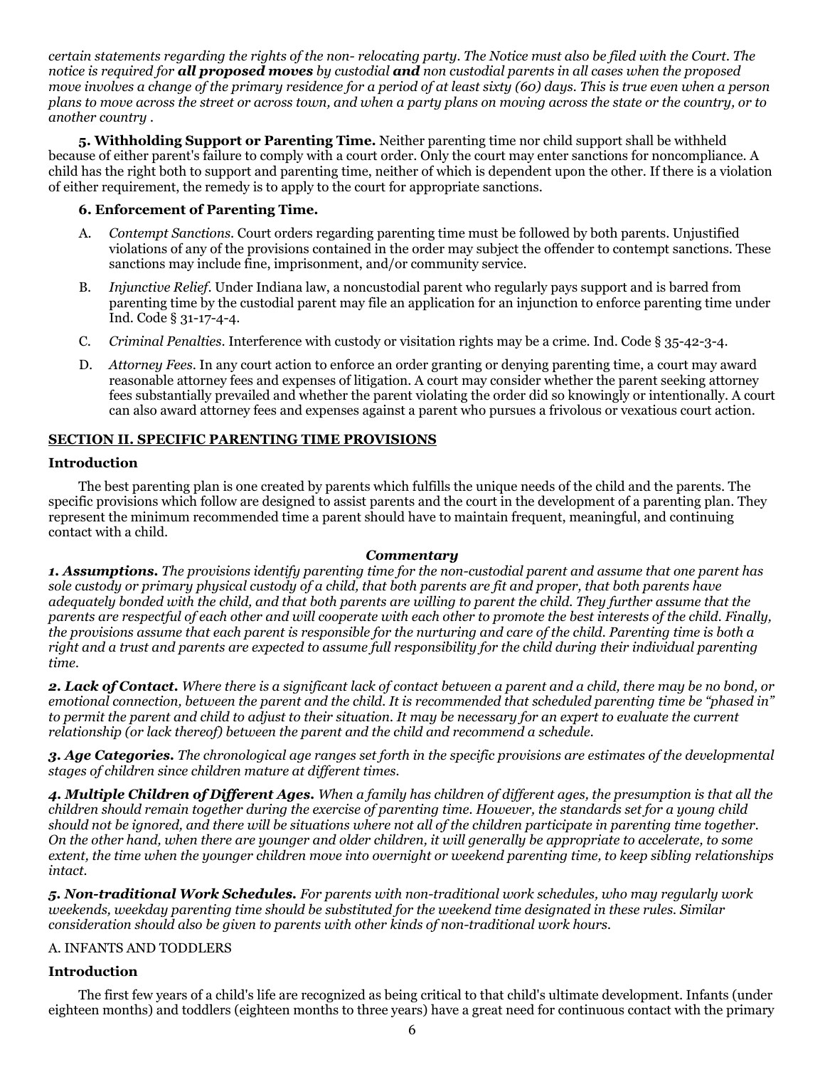*certain statements regarding the rights of the non- relocating party. The Notice must also be filed with the Court. The notice is required for **all proposed moves** by custodial **and** non custodial parents in all cases when the proposed move involves a change of the primary residence for a period of at least sixty (60) days. This is true even when a person plans to move across the street or across town, and when a party plans on moving across the state or the country, or to another country .*

**5. Withholding Support or Parenting Time.** Neither parenting time nor child support shall be withheld because of either parent's failure to comply with a court order. Only the court may enter sanctions for noncompliance. A child has the right both to support and parenting time, neither of which is dependent upon the other. If there is a violation of either requirement, the remedy is to apply to the court for appropriate sanctions.

**6. Enforcement of Parenting Time.**

A. *Contempt Sanctions.* Court orders regarding parenting time must be followed by both parents. Unjustified violations of any of the provisions contained in the order may subject the offender to contempt sanctions. These sanctions may include fine, imprisonment, and/or community service.

B. *Injunctive Relief.* Under Indiana law, a noncustodial parent who regularly pays support and is barred from parenting time by the custodial parent may file an application for an injunction to enforce parenting time under Ind. Code § 31-17-4-4.

C. *Criminal Penalties.* Interference with custody or visitation rights may be a crime. Ind. Code § 35-42-3-4.

D. *Attorney Fees.* In any court action to enforce an order granting or denying parenting time, a court may award reasonable attorney fees and expenses of litigation. A court may consider whether the parent seeking attorney fees substantially prevailed and whether the parent violating the order did so knowingly or intentionally. A court can also award attorney fees and expenses against a parent who pursues a frivolous or vexatious court action.

## SECTION II. SPECIFIC PARENTING TIME PROVISIONS

### Introduction

The best parenting plan is one created by parents which fulfills the unique needs of the child and the parents. The specific provisions which follow are designed to assist parents and the court in the development of a parenting plan. They represent the minimum recommended time a parent should have to maintain frequent, meaningful, and continuing contact with a child.

***Commentary***

***1. Assumptions.*** *The provisions identify parenting time for the non-custodial parent and assume that one parent has sole custody or primary physical custody of a child, that both parents are fit and proper, that both parents have adequately bonded with the child, and that both parents are willing to parent the child. They further assume that the parents are respectful of each other and will cooperate with each other to promote the best interests of the child. Finally, the provisions assume that each parent is responsible for the nurturing and care of the child. Parenting time is both a right and a trust and parents are expected to assume full responsibility for the child during their individual parenting time.*

***2. Lack of Contact.*** *Where there is a significant lack of contact between a parent and a child, there may be no bond, or emotional connection, between the parent and the child. It is recommended that scheduled parenting time be "phased in" to permit the parent and child to adjust to their situation. It may be necessary for an expert to evaluate the current relationship (or lack thereof) between the parent and the child and recommend a schedule.*

***3. Age Categories.*** *The chronological age ranges set forth in the specific provisions are estimates of the developmental stages of children since children mature at different times.*

***4. Multiple Children of Different Ages.*** *When a family has children of different ages, the presumption is that all the children should remain together during the exercise of parenting time. However, the standards set for a young child should not be ignored, and there will be situations where not all of the children participate in parenting time together. On the other hand, when there are younger and older children, it will generally be appropriate to accelerate, to some extent, the time when the younger children move into overnight or weekend parenting time, to keep sibling relationships intact.*

***5. Non-traditional Work Schedules.*** *For parents with non-traditional work schedules, who may regularly work weekends, weekday parenting time should be substituted for the weekend time designated in these rules. Similar consideration should also be given to parents with other kinds of non-traditional work hours.*

### A. INFANTS AND TODDLERS

### Introduction

The first few years of a child's life are recognized as being critical to that child's ultimate development. Infants (under eighteen months) and toddlers (eighteen months to three years) have a great need for continuous contact with the primary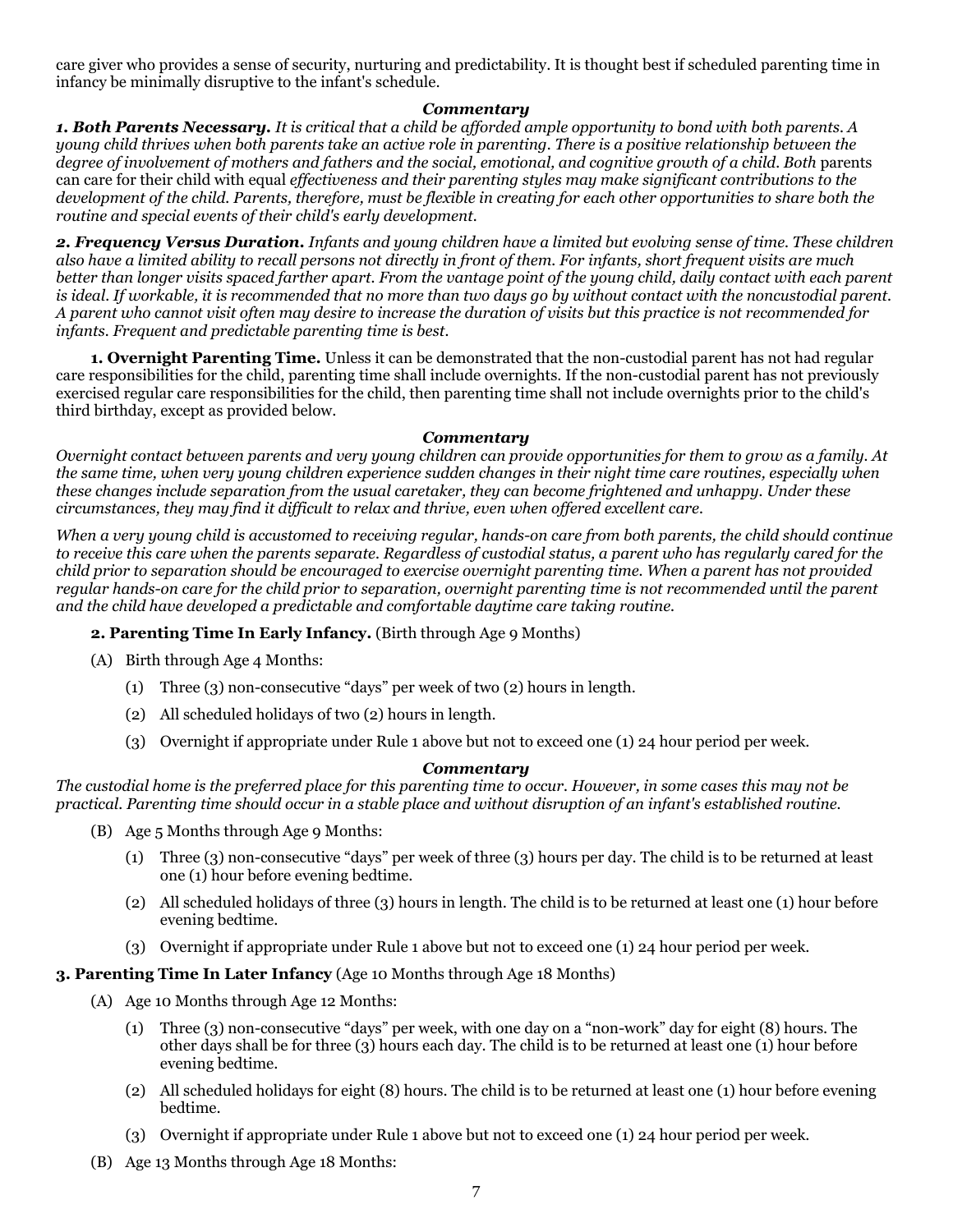care giver who provides a sense of security, nurturing and predictability. It is thought best if scheduled parenting time in infancy be minimally disruptive to the infant's schedule.

***Commentary***

***1. Both Parents Necessary.*** *It is critical that a child be afforded ample opportunity to bond with both parents. A young child thrives when both parents take an active role in parenting. There is a positive relationship between the degree of involvement of mothers and fathers and the social, emotional, and cognitive growth of a child. Both* parents can care for their child with equal *effectiveness and their parenting styles may make significant contributions to the development of the child. Parents, therefore, must be flexible in creating for each other opportunities to share both the routine and special events of their child's early development.*

***2. Frequency Versus Duration.*** *Infants and young children have a limited but evolving sense of time. These children also have a limited ability to recall persons not directly in front of them. For infants, short frequent visits are much better than longer visits spaced farther apart. From the vantage point of the young child, daily contact with each parent is ideal. If workable, it is recommended that no more than two days go by without contact with the noncustodial parent. A parent who cannot visit often may desire to increase the duration of visits but this practice is not recommended for infants. Frequent and predictable parenting time is best.*

**1. Overnight Parenting Time.** Unless it can be demonstrated that the non-custodial parent has not had regular care responsibilities for the child, parenting time shall include overnights. If the non-custodial parent has not previously exercised regular care responsibilities for the child, then parenting time shall not include overnights prior to the child's third birthday, except as provided below.

***Commentary***

*Overnight contact between parents and very young children can provide opportunities for them to grow as a family. At the same time, when very young children experience sudden changes in their night time care routines, especially when these changes include separation from the usual caretaker, they can become frightened and unhappy. Under these circumstances, they may find it difficult to relax and thrive, even when offered excellent care.*

*When a very young child is accustomed to receiving regular, hands-on care from both parents, the child should continue to receive this care when the parents separate. Regardless of custodial status, a parent who has regularly cared for the child prior to separation should be encouraged to exercise overnight parenting time. When a parent has not provided regular hands-on care for the child prior to separation, overnight parenting time is not recommended until the parent and the child have developed a predictable and comfortable daytime care taking routine.*

**2. Parenting Time In Early Infancy.** (Birth through Age 9 Months)

(A) Birth through Age 4 Months:

(1) Three (3) non-consecutive "days" per week of two (2) hours in length.

(2) All scheduled holidays of two (2) hours in length.

(3) Overnight if appropriate under Rule 1 above but not to exceed one (1) 24 hour period per week.

***Commentary***

*The custodial home is the preferred place for this parenting time to occur. However, in some cases this may not be practical. Parenting time should occur in a stable place and without disruption of an infant's established routine.*

(B) Age 5 Months through Age 9 Months:

(1) Three (3) non-consecutive "days" per week of three (3) hours per day. The child is to be returned at least one (1) hour before evening bedtime.

(2) All scheduled holidays of three (3) hours in length. The child is to be returned at least one (1) hour before evening bedtime.

(3) Overnight if appropriate under Rule 1 above but not to exceed one (1) 24 hour period per week.

**3. Parenting Time In Later Infancy** (Age 10 Months through Age 18 Months)

(A) Age 10 Months through Age 12 Months:

(1) Three (3) non-consecutive "days" per week, with one day on a "non-work" day for eight (8) hours. The other days shall be for three (3) hours each day. The child is to be returned at least one (1) hour before evening bedtime.

(2) All scheduled holidays for eight (8) hours. The child is to be returned at least one (1) hour before evening bedtime.

(3) Overnight if appropriate under Rule 1 above but not to exceed one (1) 24 hour period per week.

(B) Age 13 Months through Age 18 Months: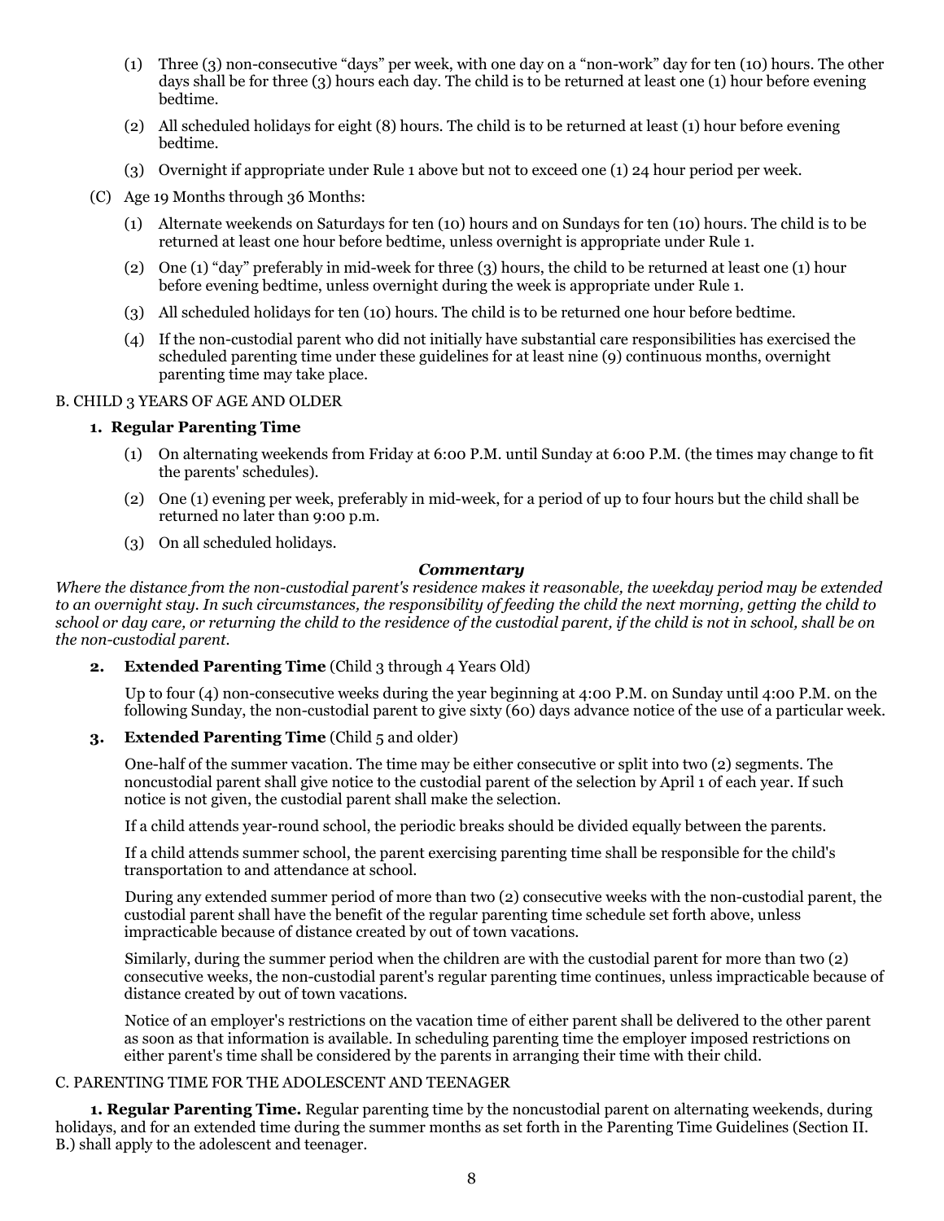(1) Three (3) non-consecutive "days" per week, with one day on a "non-work" day for ten (10) hours. The other days shall be for three (3) hours each day. The child is to be returned at least one (1) hour before evening bedtime.

(2) All scheduled holidays for eight (8) hours. The child is to be returned at least (1) hour before evening bedtime.

(3) Overnight if appropriate under Rule 1 above but not to exceed one (1) 24 hour period per week.

(C) Age 19 Months through 36 Months:

(1) Alternate weekends on Saturdays for ten (10) hours and on Sundays for ten (10) hours. The child is to be returned at least one hour before bedtime, unless overnight is appropriate under Rule 1.

(2) One (1) "day" preferably in mid-week for three (3) hours, the child to be returned at least one (1) hour before evening bedtime, unless overnight during the week is appropriate under Rule 1.

(3) All scheduled holidays for ten (10) hours. The child is to be returned one hour before bedtime.

(4) If the non-custodial parent who did not initially have substantial care responsibilities has exercised the scheduled parenting time under these guidelines for at least nine (9) continuous months, overnight parenting time may take place.

B. CHILD 3 YEARS OF AGE AND OLDER

**1. Regular Parenting Time**

(1) On alternating weekends from Friday at 6:00 P.M. until Sunday at 6:00 P.M. (the times may change to fit the parents' schedules).

(2) One (1) evening per week, preferably in mid-week, for a period of up to four hours but the child shall be returned no later than 9:00 p.m.

(3) On all scheduled holidays.

***Commentary***

*Where the distance from the non-custodial parent's residence makes it reasonable, the weekday period may be extended to an overnight stay. In such circumstances, the responsibility of feeding the child the next morning, getting the child to school or day care, or returning the child to the residence of the custodial parent, if the child is not in school, shall be on the non-custodial parent.*

**2. Extended Parenting Time** (Child 3 through 4 Years Old)

Up to four (4) non-consecutive weeks during the year beginning at 4:00 P.M. on Sunday until 4:00 P.M. on the following Sunday, the non-custodial parent to give sixty (60) days advance notice of the use of a particular week.

**3. Extended Parenting Time** (Child 5 and older)

One-half of the summer vacation. The time may be either consecutive or split into two (2) segments. The noncustodial parent shall give notice to the custodial parent of the selection by April 1 of each year. If such notice is not given, the custodial parent shall make the selection.

If a child attends year-round school, the periodic breaks should be divided equally between the parents.

If a child attends summer school, the parent exercising parenting time shall be responsible for the child's transportation to and attendance at school.

During any extended summer period of more than two (2) consecutive weeks with the non-custodial parent, the custodial parent shall have the benefit of the regular parenting time schedule set forth above, unless impracticable because of distance created by out of town vacations.

Similarly, during the summer period when the children are with the custodial parent for more than two (2) consecutive weeks, the non-custodial parent's regular parenting time continues, unless impracticable because of distance created by out of town vacations.

Notice of an employer's restrictions on the vacation time of either parent shall be delivered to the other parent as soon as that information is available. In scheduling parenting time the employer imposed restrictions on either parent's time shall be considered by the parents in arranging their time with their child.

C. PARENTING TIME FOR THE ADOLESCENT AND TEENAGER

**1. Regular Parenting Time.** Regular parenting time by the noncustodial parent on alternating weekends, during holidays, and for an extended time during the summer months as set forth in the Parenting Time Guidelines (Section II. B.) shall apply to the adolescent and teenager.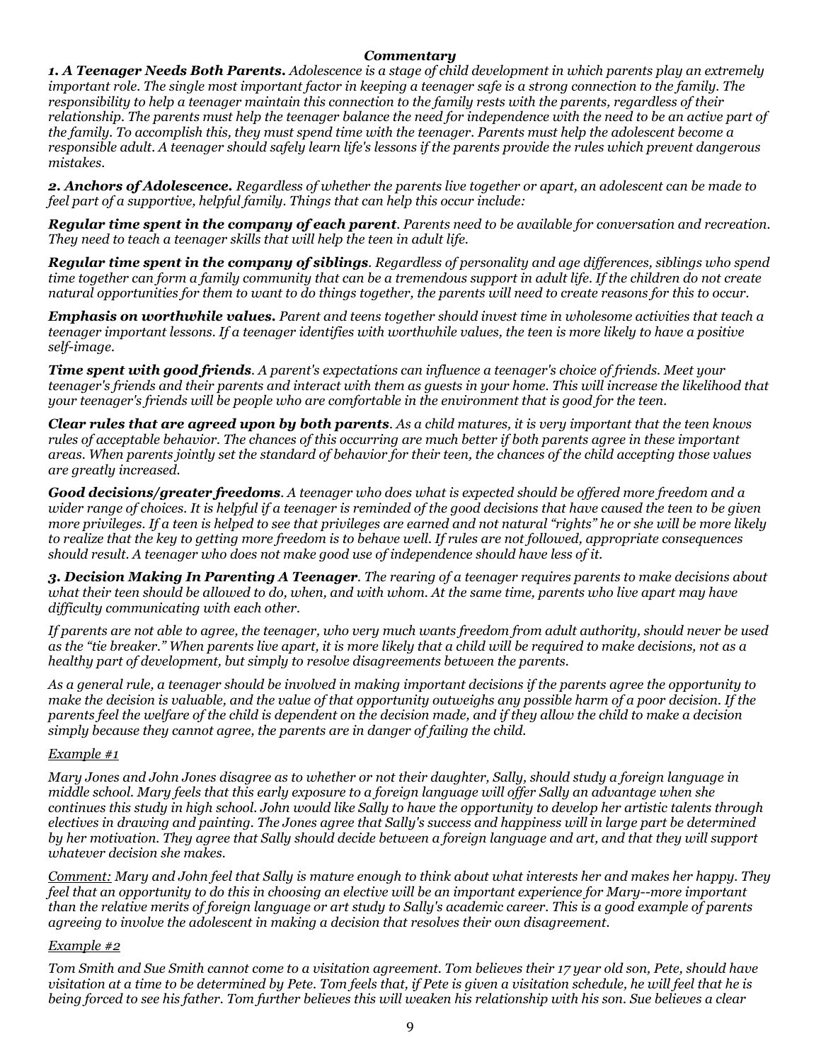### *Commentary*

***1. A Teenager Needs Both Parents.*** *Adolescence is a stage of child development in which parents play an extremely important role. The single most important factor in keeping a teenager safe is a strong connection to the family. The responsibility to help a teenager maintain this connection to the family rests with the parents, regardless of their relationship. The parents must help the teenager balance the need for independence with the need to be an active part of the family. To accomplish this, they must spend time with the teenager. Parents must help the adolescent become a responsible adult. A teenager should safely learn life's lessons if the parents provide the rules which prevent dangerous mistakes.*

***2. Anchors of Adolescence.*** *Regardless of whether the parents live together or apart, an adolescent can be made to feel part of a supportive, helpful family. Things that can help this occur include:*

***Regular time spent in the company of each parent****. Parents need to be available for conversation and recreation. They need to teach a teenager skills that will help the teen in adult life.*

***Regular time spent in the company of siblings****. Regardless of personality and age differences, siblings who spend time together can form a family community that can be a tremendous support in adult life. If the children do not create natural opportunities for them to want to do things together, the parents will need to create reasons for this to occur.*

***Emphasis on worthwhile values.*** *Parent and teens together should invest time in wholesome activities that teach a teenager important lessons. If a teenager identifies with worthwhile values, the teen is more likely to have a positive self-image.*

***Time spent with good friends****. A parent's expectations can influence a teenager's choice of friends. Meet your teenager's friends and their parents and interact with them as guests in your home. This will increase the likelihood that your teenager's friends will be people who are comfortable in the environment that is good for the teen.*

***Clear rules that are agreed upon by both parents****. As a child matures, it is very important that the teen knows rules of acceptable behavior. The chances of this occurring are much better if both parents agree in these important areas. When parents jointly set the standard of behavior for their teen, the chances of the child accepting those values are greatly increased.*

***Good decisions/greater freedoms****. A teenager who does what is expected should be offered more freedom and a wider range of choices. It is helpful if a teenager is reminded of the good decisions that have caused the teen to be given more privileges. If a teen is helped to see that privileges are earned and not natural "rights" he or she will be more likely to realize that the key to getting more freedom is to behave well. If rules are not followed, appropriate consequences should result. A teenager who does not make good use of independence should have less of it.*

***3. Decision Making In Parenting A Teenager****. The rearing of a teenager requires parents to make decisions about what their teen should be allowed to do, when, and with whom. At the same time, parents who live apart may have difficulty communicating with each other.*

*If parents are not able to agree, the teenager, who very much wants freedom from adult authority, should never be used as the "tie breaker." When parents live apart, it is more likely that a child will be required to make decisions, not as a healthy part of development, but simply to resolve disagreements between the parents.*

*As a general rule, a teenager should be involved in making important decisions if the parents agree the opportunity to make the decision is valuable, and the value of that opportunity outweighs any possible harm of a poor decision. If the parents feel the welfare of the child is dependent on the decision made, and if they allow the child to make a decision simply because they cannot agree, the parents are in danger of failing the child.*

*Example #1*

*Mary Jones and John Jones disagree as to whether or not their daughter, Sally, should study a foreign language in middle school. Mary feels that this early exposure to a foreign language will offer Sally an advantage when she continues this study in high school. John would like Sally to have the opportunity to develop her artistic talents through electives in drawing and painting. The Jones agree that Sally's success and happiness will in large part be determined by her motivation. They agree that Sally should decide between a foreign language and art, and that they will support whatever decision she makes.*

*Comment: Mary and John feel that Sally is mature enough to think about what interests her and makes her happy. They feel that an opportunity to do this in choosing an elective will be an important experience for Mary--more important than the relative merits of foreign language or art study to Sally's academic career. This is a good example of parents agreeing to involve the adolescent in making a decision that resolves their own disagreement.*

*Example #2*

*Tom Smith and Sue Smith cannot come to a visitation agreement. Tom believes their 17 year old son, Pete, should have visitation at a time to be determined by Pete. Tom feels that, if Pete is given a visitation schedule, he will feel that he is being forced to see his father. Tom further believes this will weaken his relationship with his son. Sue believes a clear*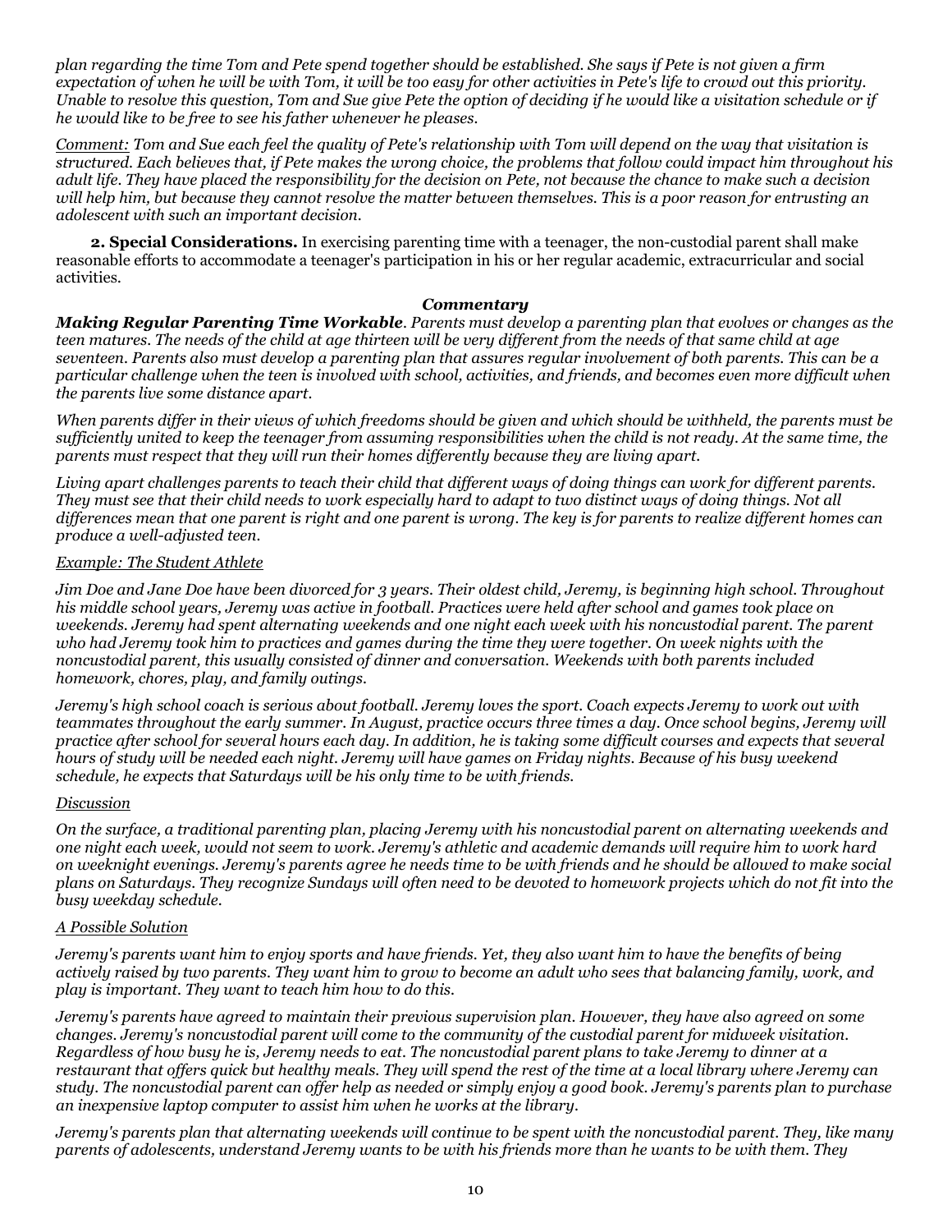*plan regarding the time Tom and Pete spend together should be established. She says if Pete is not given a firm expectation of when he will be with Tom, it will be too easy for other activities in Pete's life to crowd out this priority. Unable to resolve this question, Tom and Sue give Pete the option of deciding if he would like a visitation schedule or if he would like to be free to see his father whenever he pleases.*

*<u>Comment:</u> Tom and Sue each feel the quality of Pete's relationship with Tom will depend on the way that visitation is structured. Each believes that, if Pete makes the wrong choice, the problems that follow could impact him throughout his adult life. They have placed the responsibility for the decision on Pete, not because the chance to make such a decision will help him, but because they cannot resolve the matter between themselves. This is a poor reason for entrusting an adolescent with such an important decision.*

**2. Special Considerations.** In exercising parenting time with a teenager, the non-custodial parent shall make reasonable efforts to accommodate a teenager's participation in his or her regular academic, extracurricular and social activities.

### *Commentary*

***Making Regular Parenting Time Workable**. Parents must develop a parenting plan that evolves or changes as the teen matures. The needs of the child at age thirteen will be very different from the needs of that same child at age seventeen. Parents also must develop a parenting plan that assures regular involvement of both parents. This can be a particular challenge when the teen is involved with school, activities, and friends, and becomes even more difficult when the parents live some distance apart.*

*When parents differ in their views of which freedoms should be given and which should be withheld, the parents must be sufficiently united to keep the teenager from assuming responsibilities when the child is not ready. At the same time, the parents must respect that they will run their homes differently because they are living apart.*

*Living apart challenges parents to teach their child that different ways of doing things can work for different parents. They must see that their child needs to work especially hard to adapt to two distinct ways of doing things. Not all differences mean that one parent is right and one parent is wrong. The key is for parents to realize different homes can produce a well-adjusted teen.*

*<u>Example: The Student Athlete</u>*

*Jim Doe and Jane Doe have been divorced for 3 years. Their oldest child, Jeremy, is beginning high school. Throughout his middle school years, Jeremy was active in football. Practices were held after school and games took place on weekends. Jeremy had spent alternating weekends and one night each week with his noncustodial parent. The parent who had Jeremy took him to practices and games during the time they were together. On week nights with the noncustodial parent, this usually consisted of dinner and conversation. Weekends with both parents included homework, chores, play, and family outings.*

*Jeremy's high school coach is serious about football. Jeremy loves the sport. Coach expects Jeremy to work out with teammates throughout the early summer. In August, practice occurs three times a day. Once school begins, Jeremy will practice after school for several hours each day. In addition, he is taking some difficult courses and expects that several hours of study will be needed each night. Jeremy will have games on Friday nights. Because of his busy weekend schedule, he expects that Saturdays will be his only time to be with friends.*

*<u>Discussion</u>*

*On the surface, a traditional parenting plan, placing Jeremy with his noncustodial parent on alternating weekends and one night each week, would not seem to work. Jeremy's athletic and academic demands will require him to work hard on weeknight evenings. Jeremy's parents agree he needs time to be with friends and he should be allowed to make social plans on Saturdays. They recognize Sundays will often need to be devoted to homework projects which do not fit into the busy weekday schedule.*

*<u>A Possible Solution</u>*

*Jeremy's parents want him to enjoy sports and have friends. Yet, they also want him to have the benefits of being actively raised by two parents. They want him to grow to become an adult who sees that balancing family, work, and play is important. They want to teach him how to do this.*

*Jeremy's parents have agreed to maintain their previous supervision plan. However, they have also agreed on some changes. Jeremy's noncustodial parent will come to the community of the custodial parent for midweek visitation. Regardless of how busy he is, Jeremy needs to eat. The noncustodial parent plans to take Jeremy to dinner at a restaurant that offers quick but healthy meals. They will spend the rest of the time at a local library where Jeremy can study. The noncustodial parent can offer help as needed or simply enjoy a good book. Jeremy's parents plan to purchase an inexpensive laptop computer to assist him when he works at the library.*

*Jeremy's parents plan that alternating weekends will continue to be spent with the noncustodial parent. They, like many parents of adolescents, understand Jeremy wants to be with his friends more than he wants to be with them. They*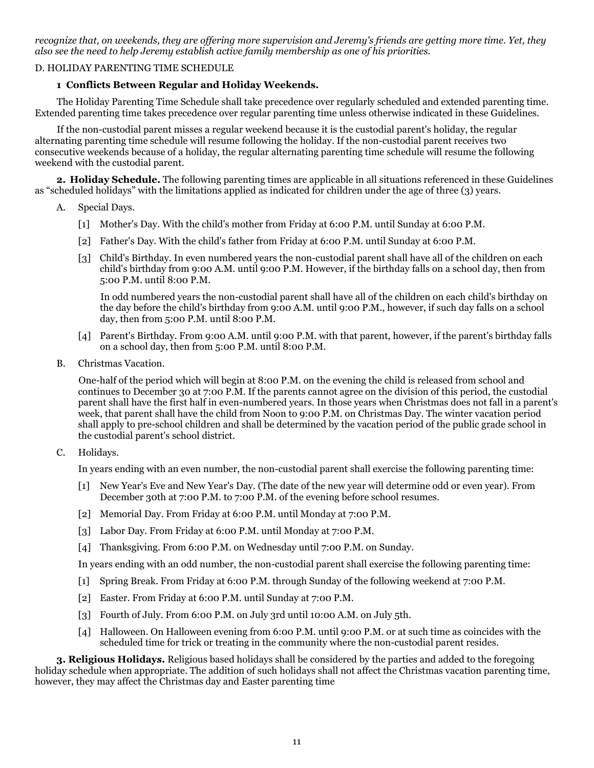*recognize that, on weekends, they are offering more supervision and Jeremy's friends are getting more time. Yet, they also see the need to help Jeremy establish active family membership as one of his priorities.*

D. HOLIDAY PARENTING TIME SCHEDULE

**1 Conflicts Between Regular and Holiday Weekends.**

The Holiday Parenting Time Schedule shall take precedence over regularly scheduled and extended parenting time. Extended parenting time takes precedence over regular parenting time unless otherwise indicated in these Guidelines.

If the non-custodial parent misses a regular weekend because it is the custodial parent's holiday, the regular alternating parenting time schedule will resume following the holiday. If the non-custodial parent receives two consecutive weekends because of a holiday, the regular alternating parenting time schedule will resume the following weekend with the custodial parent.

**2. Holiday Schedule.** The following parenting times are applicable in all situations referenced in these Guidelines as "scheduled holidays" with the limitations applied as indicated for children under the age of three (3) years.

A. Special Days.

[1] Mother's Day. With the child's mother from Friday at 6:00 P.M. until Sunday at 6:00 P.M.

[2] Father's Day. With the child's father from Friday at 6:00 P.M. until Sunday at 6:00 P.M.

[3] Child's Birthday. In even numbered years the non-custodial parent shall have all of the children on each child's birthday from 9:00 A.M. until 9:00 P.M. However, if the birthday falls on a school day, then from 5:00 P.M. until 8:00 P.M.

In odd numbered years the non-custodial parent shall have all of the children on each child's birthday on the day before the child's birthday from 9:00 A.M. until 9:00 P.M., however, if such day falls on a school day, then from 5:00 P.M. until 8:00 P.M.

[4] Parent's Birthday. From 9:00 A.M. until 9:00 P.M. with that parent, however, if the parent's birthday falls on a school day, then from 5:00 P.M. until 8:00 P.M.

B. Christmas Vacation.

One-half of the period which will begin at 8:00 P.M. on the evening the child is released from school and continues to December 30 at 7:00 P.M. If the parents cannot agree on the division of this period, the custodial parent shall have the first half in even-numbered years. In those years when Christmas does not fall in a parent's week, that parent shall have the child from Noon to 9:00 P.M. on Christmas Day. The winter vacation period shall apply to pre-school children and shall be determined by the vacation period of the public grade school in the custodial parent's school district.

C. Holidays.

In years ending with an even number, the non-custodial parent shall exercise the following parenting time:

[1] New Year's Eve and New Year's Day. (The date of the new year will determine odd or even year). From December 30th at 7:00 P.M. to 7:00 P.M. of the evening before school resumes.

[2] Memorial Day. From Friday at 6:00 P.M. until Monday at 7:00 P.M.

[3] Labor Day. From Friday at 6:00 P.M. until Monday at 7:00 P.M.

[4] Thanksgiving. From 6:00 P.M. on Wednesday until 7:00 P.M. on Sunday.

In years ending with an odd number, the non-custodial parent shall exercise the following parenting time:

[1] Spring Break. From Friday at 6:00 P.M. through Sunday of the following weekend at 7:00 P.M.

[2] Easter. From Friday at 6:00 P.M. until Sunday at 7:00 P.M.

[3] Fourth of July. From 6:00 P.M. on July 3rd until 10:00 A.M. on July 5th.

[4] Halloween. On Halloween evening from 6:00 P.M. until 9:00 P.M. or at such time as coincides with the scheduled time for trick or treating in the community where the non-custodial parent resides.

**3. Religious Holidays.** Religious based holidays shall be considered by the parties and added to the foregoing holiday schedule when appropriate. The addition of such holidays shall not affect the Christmas vacation parenting time, however, they may affect the Christmas day and Easter parenting time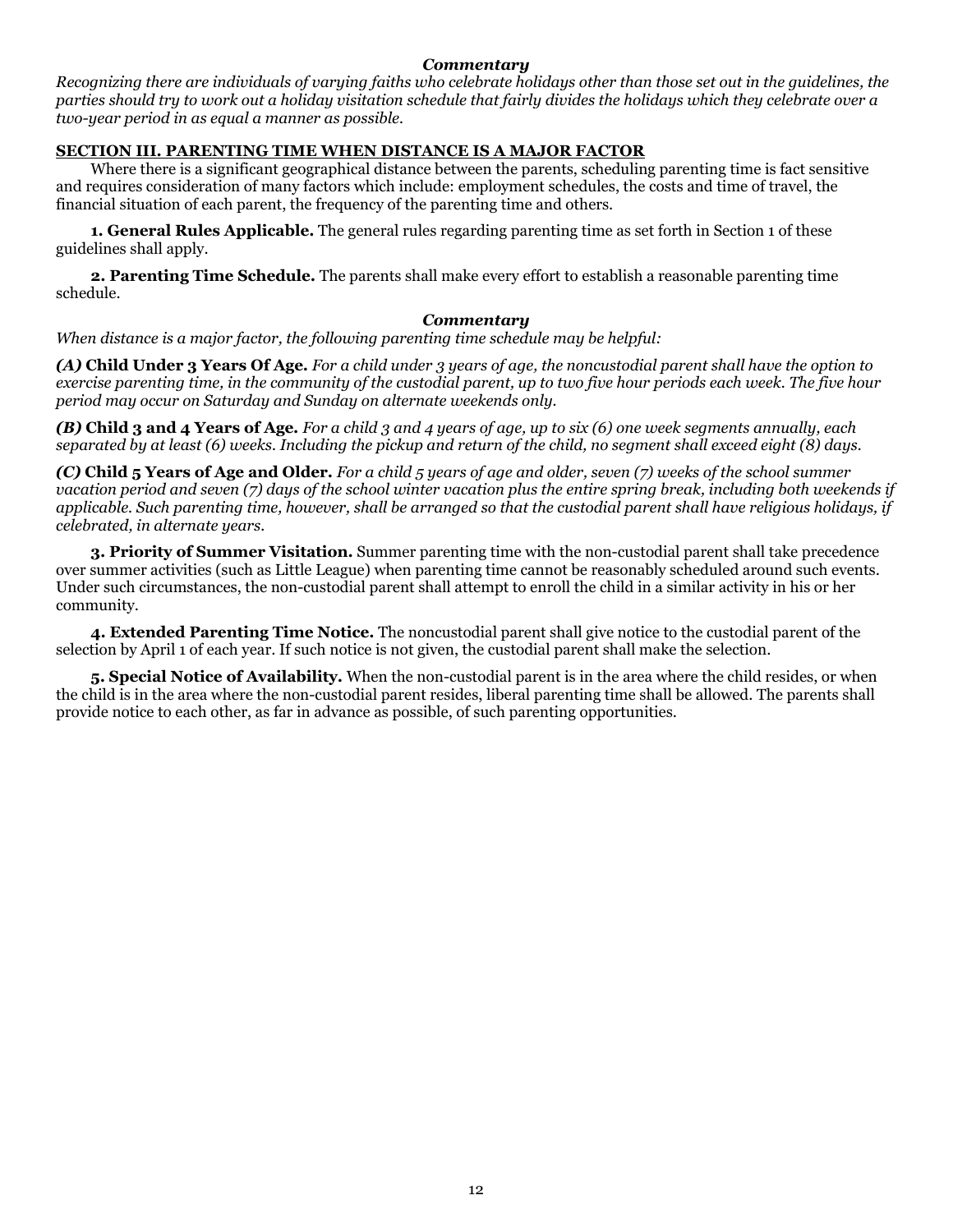***Commentary***

*Recognizing there are individuals of varying faiths who celebrate holidays other than those set out in the guidelines, the parties should try to work out a holiday visitation schedule that fairly divides the holidays which they celebrate over a two-year period in as equal a manner as possible.*

## SECTION III. PARENTING TIME WHEN DISTANCE IS A MAJOR FACTOR

Where there is a significant geographical distance between the parents, scheduling parenting time is fact sensitive and requires consideration of many factors which include: employment schedules, the costs and time of travel, the financial situation of each parent, the frequency of the parenting time and others.

**1. General Rules Applicable.** The general rules regarding parenting time as set forth in Section 1 of these guidelines shall apply.

**2. Parenting Time Schedule.** The parents shall make every effort to establish a reasonable parenting time schedule.

***Commentary***

*When distance is a major factor, the following parenting time schedule may be helpful:*

***(A)* Child Under 3 Years Of Age.** *For a child under 3 years of age, the noncustodial parent shall have the option to exercise parenting time, in the community of the custodial parent, up to two five hour periods each week. The five hour period may occur on Saturday and Sunday on alternate weekends only.*

***(B)* Child 3 and 4 Years of Age.** *For a child 3 and 4 years of age, up to six (6) one week segments annually, each separated by at least (6) weeks. Including the pickup and return of the child, no segment shall exceed eight (8) days.*

***(C)* Child 5 Years of Age and Older.** *For a child 5 years of age and older, seven (7) weeks of the school summer vacation period and seven (7) days of the school winter vacation plus the entire spring break, including both weekends if applicable. Such parenting time, however, shall be arranged so that the custodial parent shall have religious holidays, if celebrated, in alternate years.*

**3. Priority of Summer Visitation.** Summer parenting time with the non-custodial parent shall take precedence over summer activities (such as Little League) when parenting time cannot be reasonably scheduled around such events. Under such circumstances, the non-custodial parent shall attempt to enroll the child in a similar activity in his or her community.

**4. Extended Parenting Time Notice.** The noncustodial parent shall give notice to the custodial parent of the selection by April 1 of each year. If such notice is not given, the custodial parent shall make the selection.

**5. Special Notice of Availability.** When the non-custodial parent is in the area where the child resides, or when the child is in the area where the non-custodial parent resides, liberal parenting time shall be allowed. The parents shall provide notice to each other, as far in advance as possible, of such parenting opportunities.